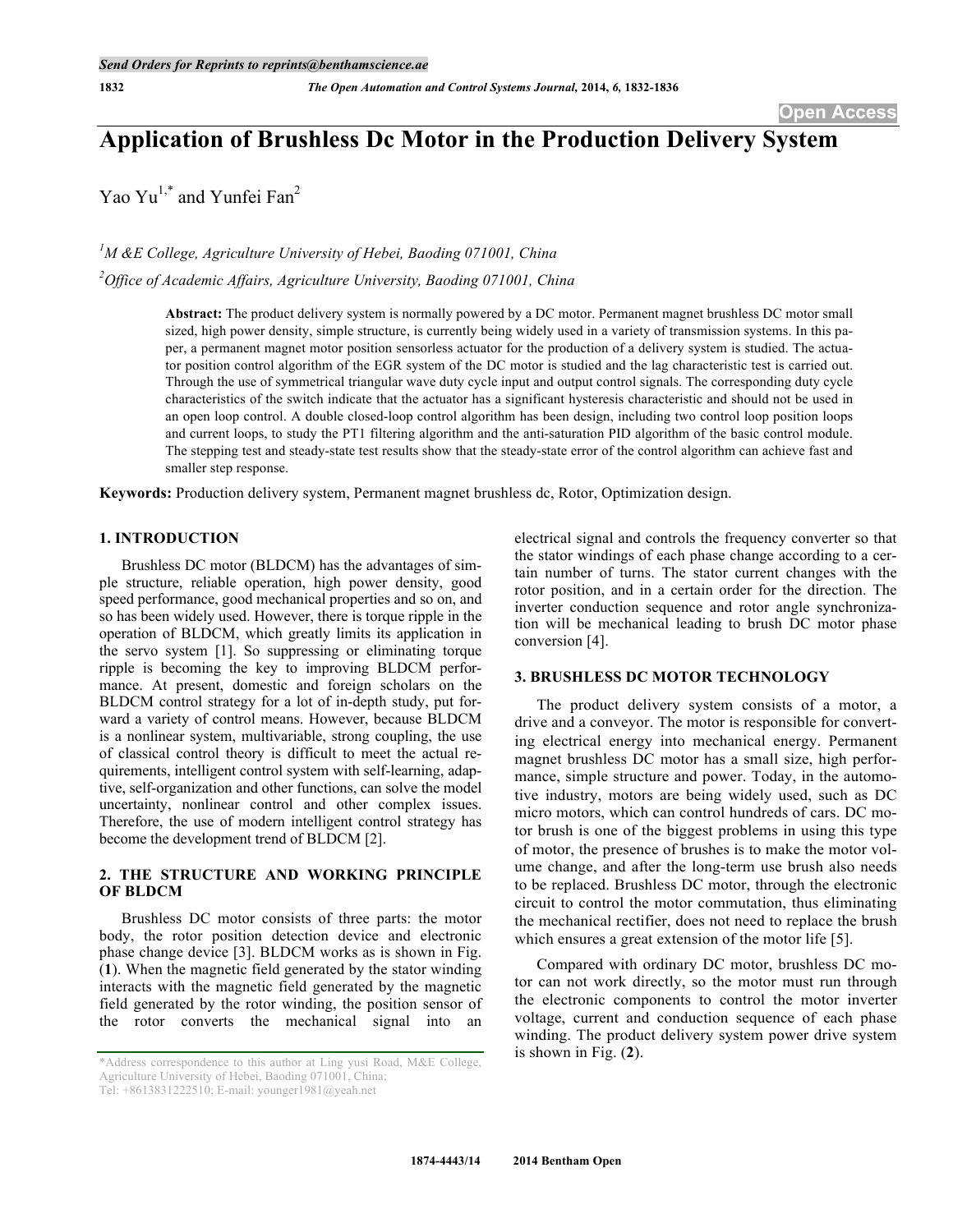# Application of Brushless Dc Motor in the Production Delivery System

Yao Yu[1,*] and Yunfei Fan[2]

[1]*M &E College, Agriculture University of Hebei, Baoding 071001, China*

[2]*Office of Academic Affairs, Agriculture University, Baoding 071001, China*

**Abstract:** The product delivery system is normally powered by a DC motor. Permanent magnet brushless DC motor small sized, high power density, simple structure, is currently being widely used in a variety of transmission systems. In this paper, a permanent magnet motor position sensorless actuator for the production of a delivery system is studied. The actuator position control algorithm of the EGR system of the DC motor is studied and the lag characteristic test is carried out. Through the use of symmetrical triangular wave duty cycle input and output control signals. The corresponding duty cycle characteristics of the switch indicate that the actuator has a significant hysteresis characteristic and should not be used in an open loop control. A double closed-loop control algorithm has been design, including two control loop position loops and current loops, to study the PT1 filtering algorithm and the anti-saturation PID algorithm of the basic control module. The stepping test and steady-state test results show that the steady-state error of the control algorithm can achieve fast and smaller step response.

**Keywords:** Production delivery system, Permanent magnet brushless dc, Rotor, Optimization design.

## 1. INTRODUCTION

Brushless DC motor (BLDCM) has the advantages of simple structure, reliable operation, high power density, good speed performance, good mechanical properties and so on, and so has been widely used. However, there is torque ripple in the operation of BLDCM, which greatly limits its application in the servo system [1]. So suppressing or eliminating torque ripple is becoming the key to improving BLDCM performance. At present, domestic and foreign scholars on the BLDCM control strategy for a lot of in-depth study, put forward a variety of control means. However, because BLDCM is a nonlinear system, multivariable, strong coupling, the use of classical control theory is difficult to meet the actual requirements, intelligent control system with self-learning, adaptive, self-organization and other functions, can solve the model uncertainty, nonlinear control and other complex issues. Therefore, the use of modern intelligent control strategy has become the development trend of BLDCM [2].

## 2. THE STRUCTURE AND WORKING PRINCIPLE OF BLDCM

Brushless DC motor consists of three parts: the motor body, the rotor position detection device and electronic phase change device [3]. BLDCM works as is shown in Fig. (**1**). When the magnetic field generated by the stator winding interacts with the magnetic field generated by the magnetic field generated by the rotor winding, the position sensor of the rotor converts the mechanical signal into an electrical signal and controls the frequency converter so that the stator windings of each phase change according to a certain number of turns. The stator current changes with the rotor position, and in a certain order for the direction. The inverter conduction sequence and rotor angle synchronization will be mechanical leading to brush DC motor phase conversion [4].

## 3. BRUSHLESS DC MOTOR TECHNOLOGY

The product delivery system consists of a motor, a drive and a conveyor. The motor is responsible for converting electrical energy into mechanical energy. Permanent magnet brushless DC motor has a small size, high performance, simple structure and power. Today, in the automotive industry, motors are being widely used, such as DC micro motors, which can control hundreds of cars. DC motor brush is one of the biggest problems in using this type of motor, the presence of brushes is to make the motor volume change, and after the long-term use brush also needs to be replaced. Brushless DC motor, through the electronic circuit to control the motor commutation, thus eliminating the mechanical rectifier, does not need to replace the brush which ensures a great extension of the motor life [5].

Compared with ordinary DC motor, brushless DC motor can not work directly, so the motor must run through the electronic components to control the motor inverter voltage, current and conduction sequence of each phase winding. The product delivery system power drive system is shown in Fig. (**2**).

*Address correspondence to this author at Ling yusi Road, M&E College, Agriculture University of Hebei, Baoding 071001, China; Tel: +8613831222510; E-mail: younger1981@yeah.net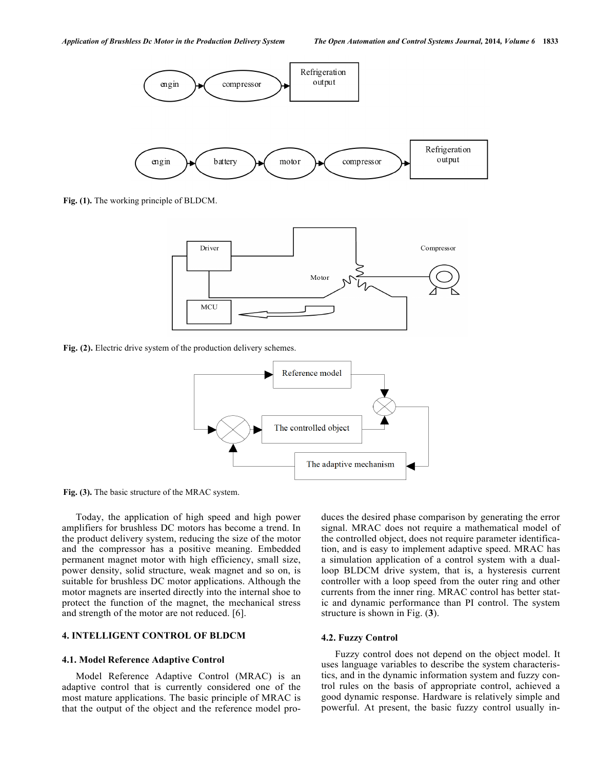Fig. (1). The working principle of BLDCM.

Fig. (2). Electric drive system of the production delivery schemes.

Fig. (3). The basic structure of the MRAC system.

Today, the application of high speed and high power amplifiers for brushless DC motors has become a trend. In the product delivery system, reducing the size of the motor and the compressor has a positive meaning. Embedded permanent magnet motor with high efficiency, small size, power density, solid structure, weak magnet and so on, is suitable for brushless DC motor applications. Although the motor magnets are inserted directly into the internal shoe to protect the function of the magnet, the mechanical stress and strength of the motor are not reduced. [6].

## 4. INTELLIGENT CONTROL OF BLDCM

### 4.1. Model Reference Adaptive Control

Model Reference Adaptive Control (MRAC) is an adaptive control that is currently considered one of the most mature applications. The basic principle of MRAC is that the output of the object and the reference model produces the desired phase comparison by generating the error signal. MRAC does not require a mathematical model of the controlled object, does not require parameter identification, and is easy to implement adaptive speed. MRAC has a simulation application of a control system with a dual-loop BLDCM drive system, that is, a hysteresis current controller with a loop speed from the outer ring and other currents from the inner ring. MRAC control has better static and dynamic performance than PI control. The system structure is shown in Fig. (**3**).

### 4.2. Fuzzy Control

Fuzzy control does not depend on the object model. It uses language variables to describe the system characteristics, and in the dynamic information system and fuzzy control rules on the basis of appropriate control, achieved a good dynamic response. Hardware is relatively simple and powerful. At present, the basic fuzzy control usually in-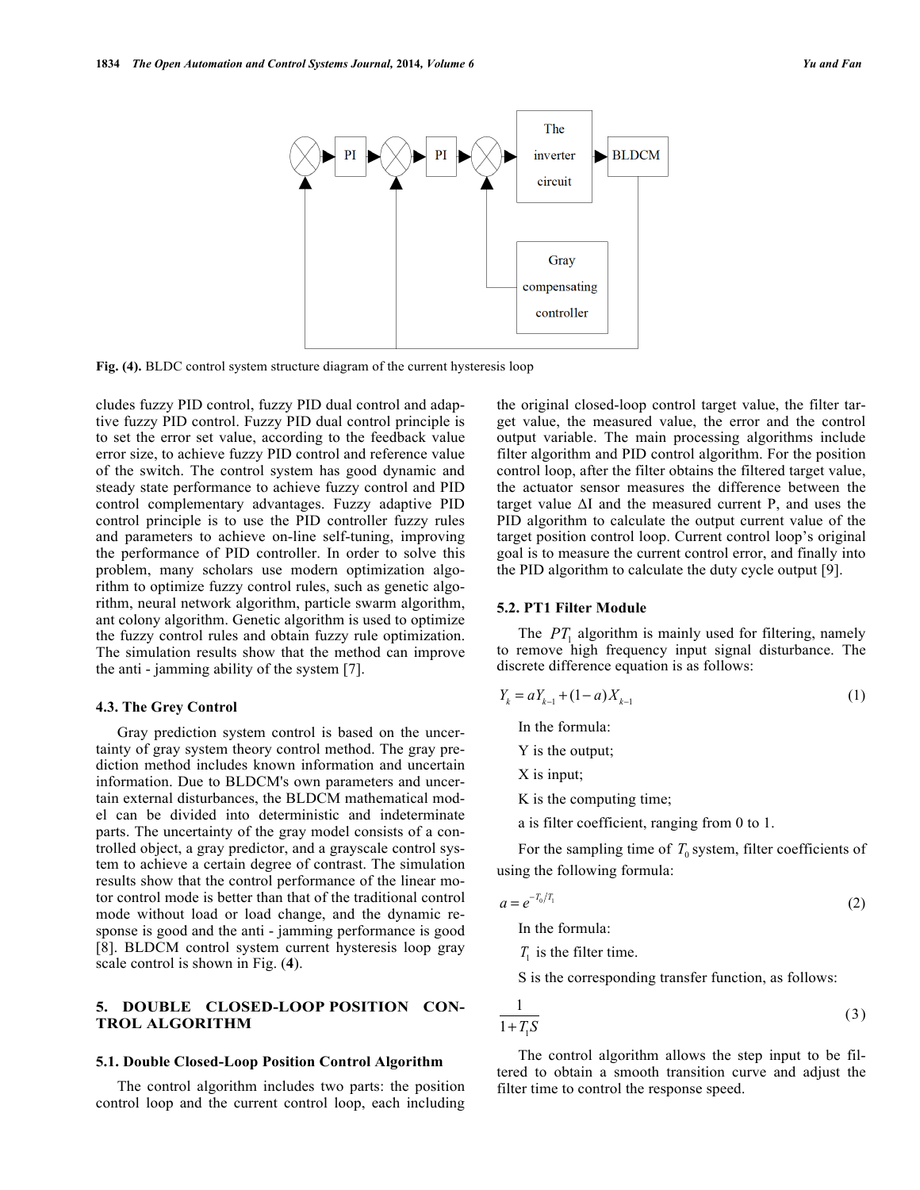Fig. (4). BLDC control system structure diagram of the current hysteresis loop

cludes fuzzy PID control, fuzzy PID dual control and adaptive fuzzy PID control. Fuzzy PID dual control principle is to set the error set value, according to the feedback value error size, to achieve fuzzy PID control and reference value of the switch. The control system has good dynamic and steady state performance to achieve fuzzy control and PID control complementary advantages. Fuzzy adaptive PID control principle is to use the PID controller fuzzy rules and parameters to achieve on-line self-tuning, improving the performance of PID controller. In order to solve this problem, many scholars use modern optimization algorithm to optimize fuzzy control rules, such as genetic algorithm, neural network algorithm, particle swarm algorithm, ant colony algorithm. Genetic algorithm is used to optimize the fuzzy control rules and obtain fuzzy rule optimization. The simulation results show that the method can improve the anti - jamming ability of the system [7].

### 4.3. The Grey Control

Gray prediction system control is based on the uncertainty of gray system theory control method. The gray prediction method includes known information and uncertain information. Due to BLDCM's own parameters and uncertain external disturbances, the BLDCM mathematical model can be divided into deterministic and indeterminate parts. The uncertainty of the gray model consists of a controlled object, a gray predictor, and a grayscale control system to achieve a certain degree of contrast. The simulation results show that the control performance of the linear motor control mode is better than that of the traditional control mode without load or load change, and the dynamic response is good and the anti - jamming performance is good [8]. BLDCM control system current hysteresis loop gray scale control is shown in Fig. (**4**).

## 5. DOUBLE CLOSED-LOOP POSITION CONTROL ALGORITHM

### 5.1. Double Closed-Loop Position Control Algorithm

The control algorithm includes two parts: the position control loop and the current control loop, each including the original closed-loop control target value, the filter target value, the measured value, the error and the control output variable. The main processing algorithms include filter algorithm and PID control algorithm. For the position control loop, after the filter obtains the filtered target value, the actuator sensor measures the difference between the target value ΔI and the measured current P, and uses the PID algorithm to calculate the output current value of the target position control loop. Current control loop's original goal is to measure the current control error, and finally into the PID algorithm to calculate the duty cycle output [9].

### 5.2. PT1 Filter Module

The $PT_1$ algorithm is mainly used for filtering, namely to remove high frequency input signal disturbance. The discrete difference equation is as follows:

$$Y_k = aY_{k-1} + (1-a)X_{k-1} \tag{1}$$

In the formula:

Y is the output;

X is input;

K is the computing time;

a is filter coefficient, ranging from 0 to 1.

For the sampling time of $T_0$ system, filter coefficients of using the following formula:

$$a = e^{-T_0/T_1} \tag{2}$$

In the formula:

$T_1$ is the filter time.

S is the corresponding transfer function, as follows:

$$\frac{1}{1+T_1 S} \tag{3}$$

The control algorithm allows the step input to be filtered to obtain a smooth transition curve and adjust the filter time to control the response speed.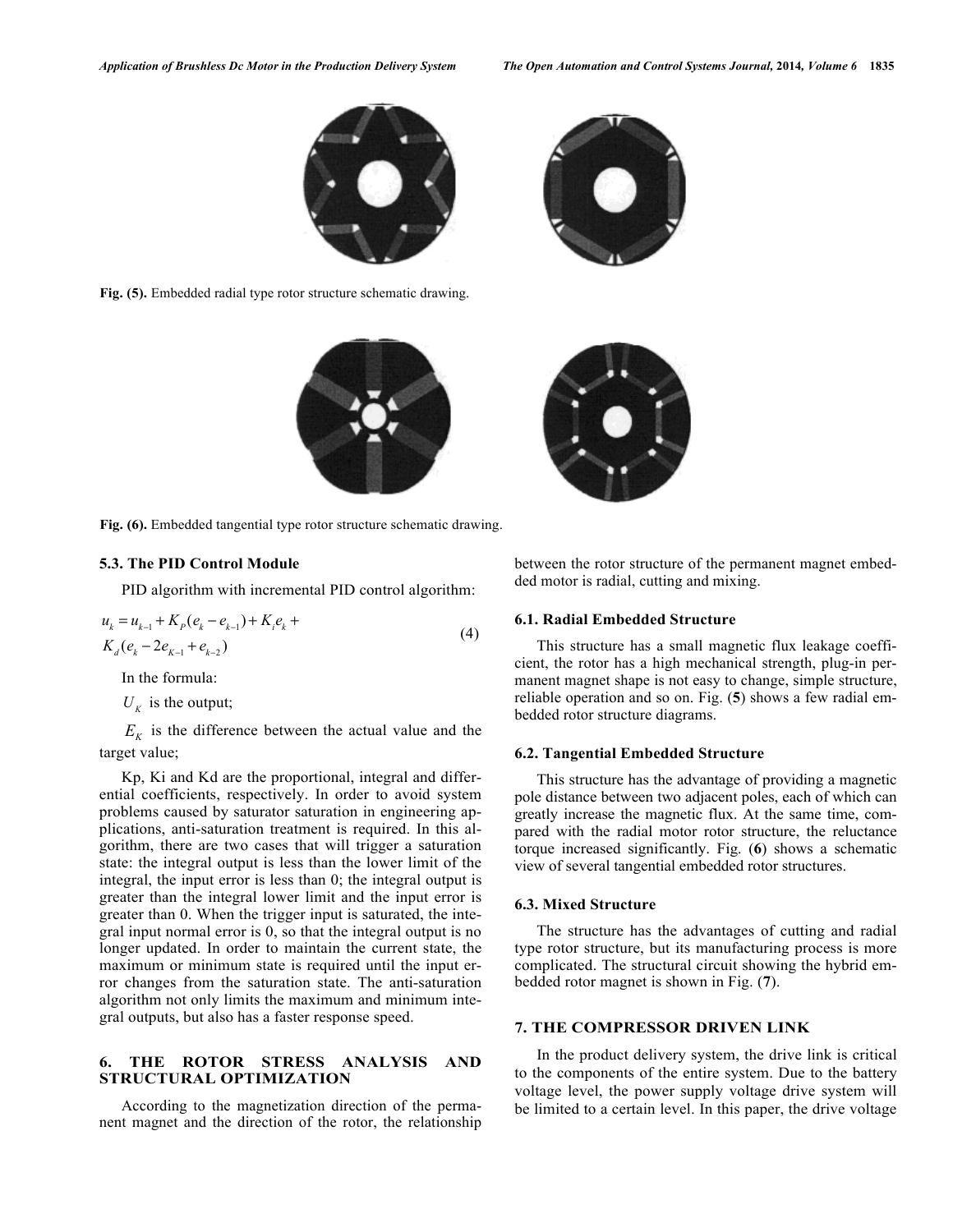Fig. (5). Embedded radial type rotor structure schematic drawing.

Fig. (6). Embedded tangential type rotor structure schematic drawing.

### 5.3. The PID Control Module

PID algorithm with incremental PID control algorithm:

$$u_k = u_{k-1} + K_P(e_k - e_{k-1}) + K_i e_k + K_d(e_k - 2e_{K-1} + e_{k-2}) \tag{4}$$

In the formula:

$U_K$ is the output;

$E_K$ is the difference between the actual value and the target value;

Kp, Ki and Kd are the proportional, integral and differential coefficients, respectively. In order to avoid system problems caused by saturator saturation in engineering applications, anti-saturation treatment is required. In this algorithm, there are two cases that will trigger a saturation state: the integral output is less than the lower limit of the integral, the input error is less than 0; the integral output is greater than the integral lower limit and the input error is greater than 0. When the trigger input is saturated, the integral input normal error is 0, so that the integral output is no longer updated. In order to maintain the current state, the maximum or minimum state is required until the input error changes from the saturation state. The anti-saturation algorithm not only limits the maximum and minimum integral outputs, but also has a faster response speed.

## 6. THE ROTOR STRESS ANALYSIS AND STRUCTURAL OPTIMIZATION

According to the magnetization direction of the permanent magnet and the direction of the rotor, the relationship between the rotor structure of the permanent magnet embedded motor is radial, cutting and mixing.

### 6.1. Radial Embedded Structure

This structure has a small magnetic flux leakage coefficient, the rotor has a high mechanical strength, plug-in permanent magnet shape is not easy to change, simple structure, reliable operation and so on. Fig. (**5**) shows a few radial embedded rotor structure diagrams.

### 6.2. Tangential Embedded Structure

This structure has the advantage of providing a magnetic pole distance between two adjacent poles, each of which can greatly increase the magnetic flux. At the same time, compared with the radial motor rotor structure, the reluctance torque increased significantly. Fig. (**6**) shows a schematic view of several tangential embedded rotor structures.

### 6.3. Mixed Structure

The structure has the advantages of cutting and radial type rotor structure, but its manufacturing process is more complicated. The structural circuit showing the hybrid embedded rotor magnet is shown in Fig. (**7**).

## 7. THE COMPRESSOR DRIVEN LINK

In the product delivery system, the drive link is critical to the components of the entire system. Due to the battery voltage level, the power supply voltage drive system will be limited to a certain level. In this paper, the drive voltage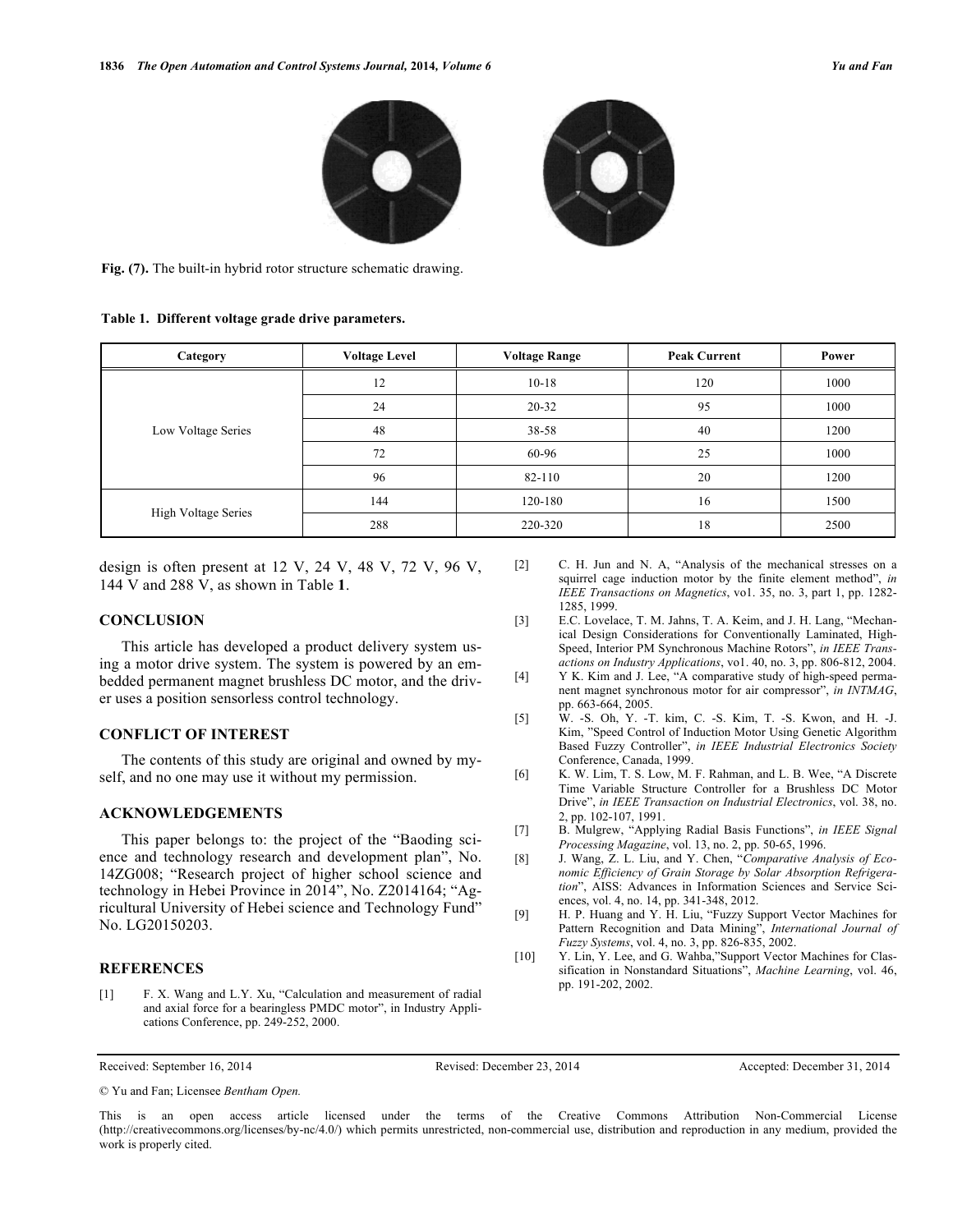Fig. (7). The built-in hybrid rotor structure schematic drawing.

**Table 1. Different voltage grade drive parameters.**

| Category | Voltage Level | Voltage Range | Peak Current | Power |
|---|---|---|---|---|
| Low Voltage Series | 12 | 10-18 | 120 | 1000 |
| | 24 | 20-32 | 95 | 1000 |
| | 48 | 38-58 | 40 | 1200 |
| | 72 | 60-96 | 25 | 1000 |
| | 96 | 82-110 | 20 | 1200 |
| High Voltage Series | 144 | 120-180 | 16 | 1500 |
| | 288 | 220-320 | 18 | 2500 |

design is often present at 12 V, 24 V, 48 V, 72 V, 96 V, 144 V and 288 V, as shown in Table **1**.

## CONCLUSION

This article has developed a product delivery system using a motor drive system. The system is powered by an embedded permanent magnet brushless DC motor, and the driver uses a position sensorless control technology.

## CONFLICT OF INTEREST

The contents of this study are original and owned by myself, and no one may use it without my permission.

## ACKNOWLEDGEMENTS

This paper belongs to: the project of the "Baoding science and technology research and development plan", No. 14ZG008; "Research project of higher school science and technology in Hebei Province in 2014", No. Z2014164; "Agricultural University of Hebei science and Technology Fund" No. LG20150203.

## REFERENCES

[1] F. X. Wang and L.Y. Xu, "Calculation and measurement of radial and axial force for a bearingless PMDC motor", in Industry Applications Conference, pp. 249-252, 2000.

[2] C. H. Jun and N. A, "Analysis of the mechanical stresses on a squirrel cage induction motor by the finite element method", *in IEEE Transactions on Magnetics*, vo1. 35, no. 3, part 1, pp. 1282-1285, 1999.

[3] E.C. Lovelace, T. M. Jahns, T. A. Keim, and J. H. Lang, "Mechanical Design Considerations for Conventionally Laminated, High-Speed, Interior PM Synchronous Machine Rotors", *in IEEE Transactions on Industry Applications*, vo1. 40, no. 3, pp. 806-812, 2004.

[4] Y K. Kim and J. Lee, "A comparative study of high-speed permanent magnet synchronous motor for air compressor", *in INTMAG*, pp. 663-664, 2005.

[5] W. -S. Oh, Y. -T. kim, C. -S. Kim, T. -S. Kwon, and H. -J. Kim, "Speed Control of Induction Motor Using Genetic Algorithm Based Fuzzy Controller", *in IEEE Industrial Electronics Society* Conference, Canada, 1999.

[6] K. W. Lim, T. S. Low, M. F. Rahman, and L. B. Wee, "A Discrete Time Variable Structure Controller for a Brushless DC Motor Drive", *in IEEE Transaction on Industrial Electronics*, vol. 38, no. 2, pp. 102-107, 1991.

[7] B. Mulgrew, "Applying Radial Basis Functions", *in IEEE Signal Processing Magazine*, vol. 13, no. 2, pp. 50-65, 1996.

[8] J. Wang, Z. L. Liu, and Y. Chen, "*Comparative Analysis of Economic Efficiency of Grain Storage by Solar Absorption Refrigeration*", AISS: Advances in Information Sciences and Service Sciences, vol. 4, no. 14, pp. 341-348, 2012.

[9] H. P. Huang and Y. H. Liu, "Fuzzy Support Vector Machines for Pattern Recognition and Data Mining", *International Journal of Fuzzy Systems*, vol. 4, no. 3, pp. 826-835, 2002.

[10] Y. Lin, Y. Lee, and G. Wahba,"Support Vector Machines for Classification in Nonstandard Situations", *Machine Learning*, vol. 46, pp. 191-202, 2002.

Received: September 16, 2014 Revised: December 23, 2014 Accepted: December 31, 2014

© Yu and Fan; Licensee *Bentham Open.*

This is an open access article licensed under the terms of the Creative Commons Attribution Non-Commercial License (http://creativecommons.org/licenses/by-nc/4.0/) which permits unrestricted, non-commercial use, distribution and reproduction in any medium, provided the work is properly cited.